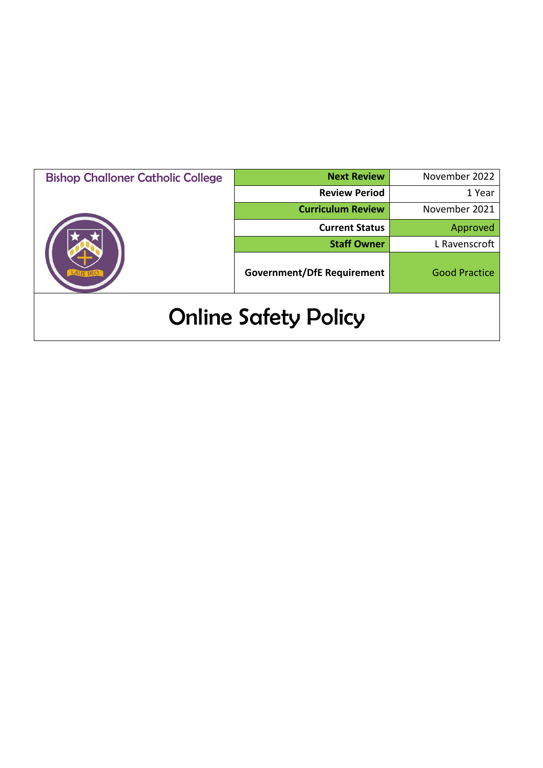| Bishop Challoner Catholic College | Next Review | November 2022 |
| --- | --- | --- |
| | Review Period | 1 Year |
| | Curriculum Review | November 2021 |
| | Current Status | Approved |
| | Staff Owner | L Ravenscroft |
| | Government/DfE Requirement | Good Practice |

# Online Safety Policy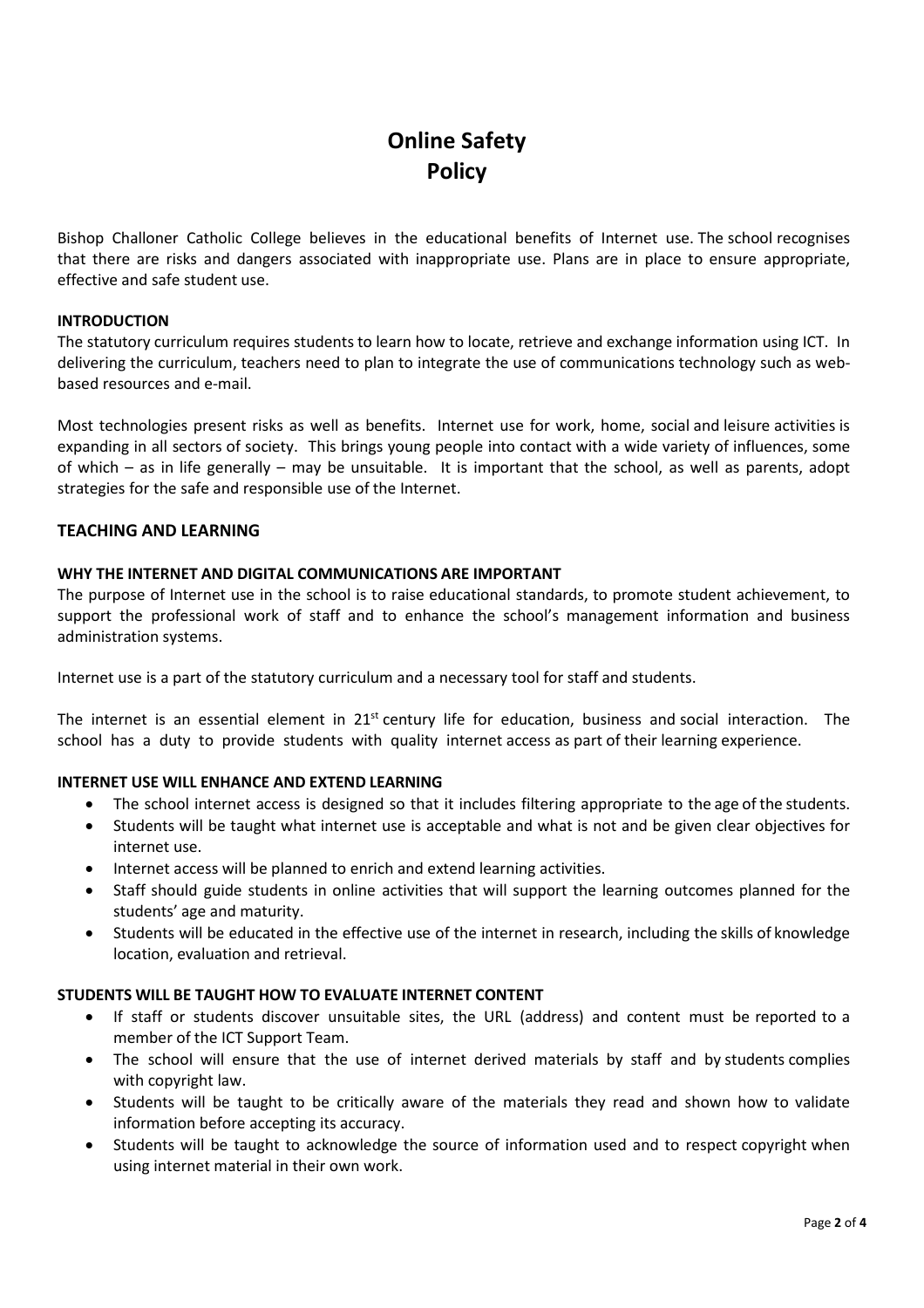# Online Safety Policy

Bishop Challoner Catholic College believes in the educational benefits of Internet use. The school recognises that there are risks and dangers associated with inappropriate use. Plans are in place to ensure appropriate, effective and safe student use.

### INTRODUCTION

The statutory curriculum requires students to learn how to locate, retrieve and exchange information using ICT. In delivering the curriculum, teachers need to plan to integrate the use of communications technology such as web-based resources and e-mail.

Most technologies present risks as well as benefits. Internet use for work, home, social and leisure activities is expanding in all sectors of society. This brings young people into contact with a wide variety of influences, some of which – as in life generally – may be unsuitable. It is important that the school, as well as parents, adopt strategies for the safe and responsible use of the Internet.

## TEACHING AND LEARNING

### WHY THE INTERNET AND DIGITAL COMMUNICATIONS ARE IMPORTANT

The purpose of Internet use in the school is to raise educational standards, to promote student achievement, to support the professional work of staff and to enhance the school's management information and business administration systems.

Internet use is a part of the statutory curriculum and a necessary tool for staff and students.

The internet is an essential element in 21st century life for education, business and social interaction. The school has a duty to provide students with quality internet access as part of their learning experience.

### INTERNET USE WILL ENHANCE AND EXTEND LEARNING

- The school internet access is designed so that it includes filtering appropriate to the age of the students.
- Students will be taught what internet use is acceptable and what is not and be given clear objectives for internet use.
- Internet access will be planned to enrich and extend learning activities.
- Staff should guide students in online activities that will support the learning outcomes planned for the students' age and maturity.
- Students will be educated in the effective use of the internet in research, including the skills of knowledge location, evaluation and retrieval.

### STUDENTS WILL BE TAUGHT HOW TO EVALUATE INTERNET CONTENT

- If staff or students discover unsuitable sites, the URL (address) and content must be reported to a member of the ICT Support Team.
- The school will ensure that the use of internet derived materials by staff and by students complies with copyright law.
- Students will be taught to be critically aware of the materials they read and shown how to validate information before accepting its accuracy.
- Students will be taught to acknowledge the source of information used and to respect copyright when using internet material in their own work.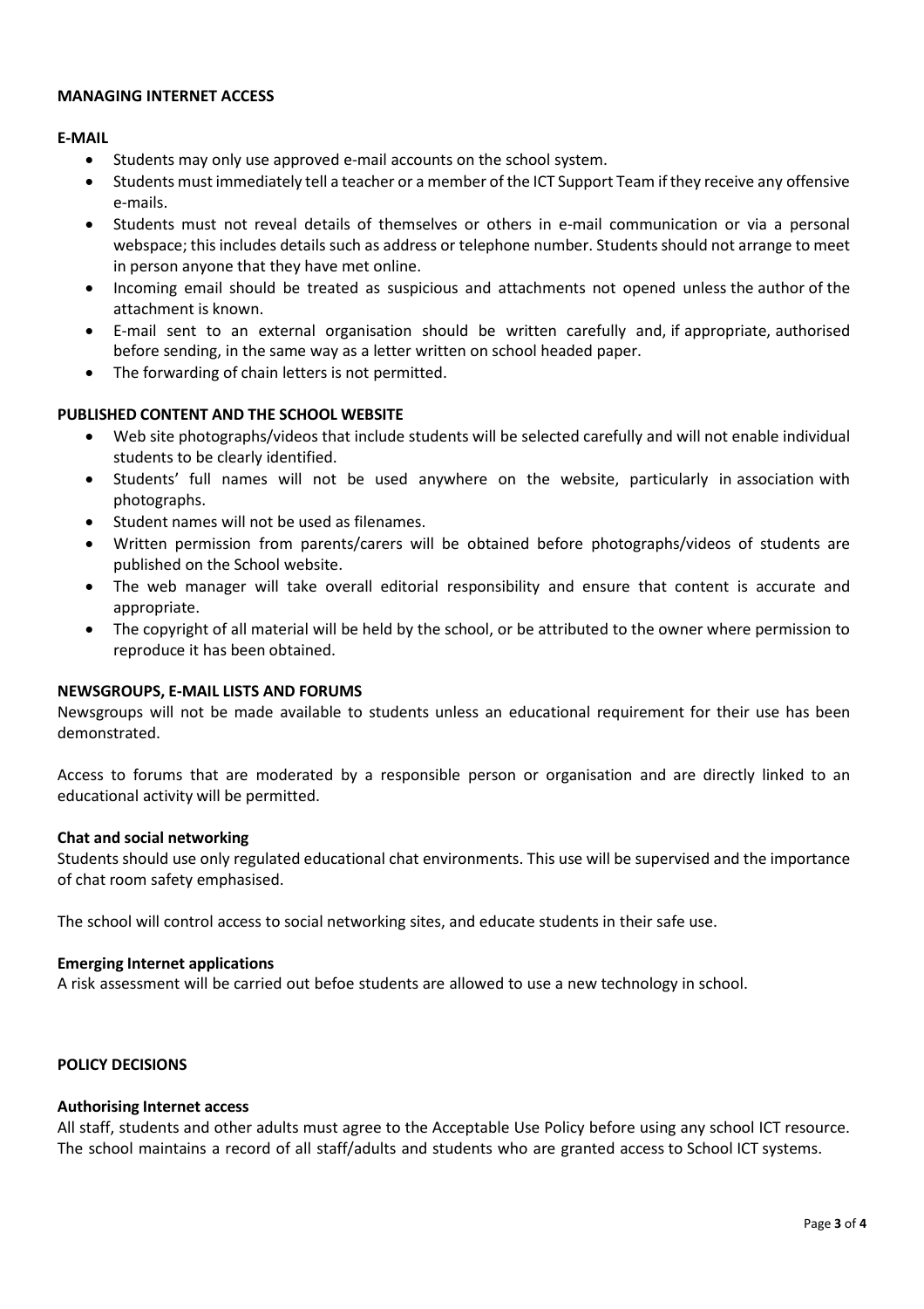## MANAGING INTERNET ACCESS

### E-MAIL

- Students may only use approved e-mail accounts on the school system.
- Students must immediately tell a teacher or a member of the ICT Support Team if they receive any offensive e-mails.
- Students must not reveal details of themselves or others in e-mail communication or via a personal webspace; this includes details such as address or telephone number. Students should not arrange to meet in person anyone that they have met online.
- Incoming email should be treated as suspicious and attachments not opened unless the author of the attachment is known.
- E-mail sent to an external organisation should be written carefully and, if appropriate, authorised before sending, in the same way as a letter written on school headed paper.
- The forwarding of chain letters is not permitted.

### PUBLISHED CONTENT AND THE SCHOOL WEBSITE

- Web site photographs/videos that include students will be selected carefully and will not enable individual students to be clearly identified.
- Students' full names will not be used anywhere on the website, particularly in association with photographs.
- Student names will not be used as filenames.
- Written permission from parents/carers will be obtained before photographs/videos of students are published on the School website.
- The web manager will take overall editorial responsibility and ensure that content is accurate and appropriate.
- The copyright of all material will be held by the school, or be attributed to the owner where permission to reproduce it has been obtained.

### NEWSGROUPS, E-MAIL LISTS AND FORUMS

Newsgroups will not be made available to students unless an educational requirement for their use has been demonstrated.

Access to forums that are moderated by a responsible person or organisation and are directly linked to an educational activity will be permitted.

#### Chat and social networking

Students should use only regulated educational chat environments. This use will be supervised and the importance of chat room safety emphasised.

The school will control access to social networking sites, and educate students in their safe use.

#### Emerging Internet applications

A risk assessment will be carried out befoe students are allowed to use a new technology in school.

## POLICY DECISIONS

#### Authorising Internet access

All staff, students and other adults must agree to the Acceptable Use Policy before using any school ICT resource. The school maintains a record of all staff/adults and students who are granted access to School ICT systems.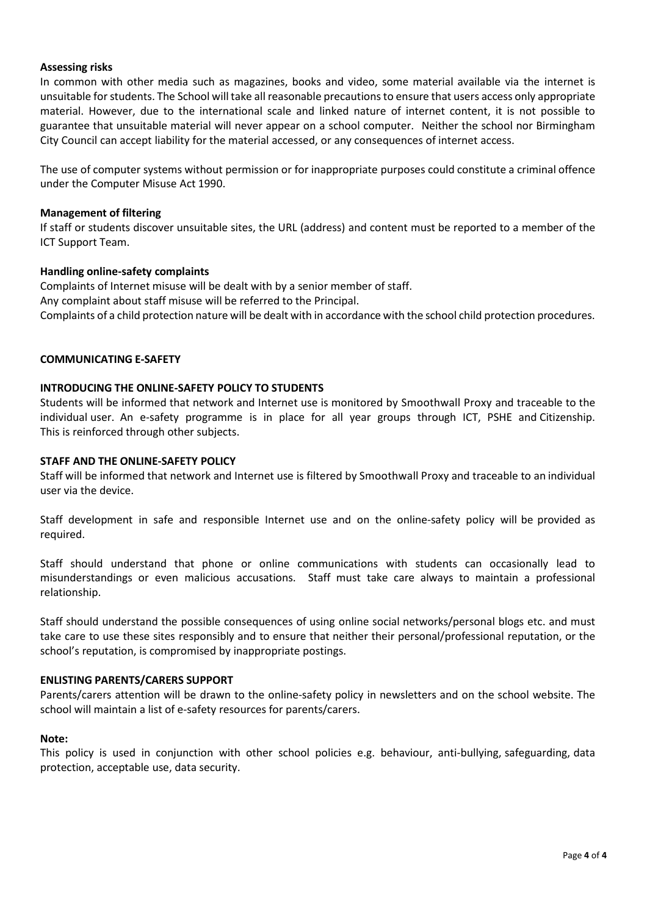**Assessing risks**

In common with other media such as magazines, books and video, some material available via the internet is unsuitable for students. The School will take all reasonable precautions to ensure that users access only appropriate material. However, due to the international scale and linked nature of internet content, it is not possible to guarantee that unsuitable material will never appear on a school computer. Neither the school nor Birmingham City Council can accept liability for the material accessed, or any consequences of internet access.

The use of computer systems without permission or for inappropriate purposes could constitute a criminal offence under the Computer Misuse Act 1990.

**Management of filtering**

If staff or students discover unsuitable sites, the URL (address) and content must be reported to a member of the ICT Support Team.

**Handling online-safety complaints**

Complaints of Internet misuse will be dealt with by a senior member of staff.
Any complaint about staff misuse will be referred to the Principal.
Complaints of a child protection nature will be dealt with in accordance with the school child protection procedures.

## COMMUNICATING E-SAFETY

### INTRODUCING THE ONLINE-SAFETY POLICY TO STUDENTS

Students will be informed that network and Internet use is monitored by Smoothwall Proxy and traceable to the individual user. An e-safety programme is in place for all year groups through ICT, PSHE and Citizenship. This is reinforced through other subjects.

### STAFF AND THE ONLINE-SAFETY POLICY

Staff will be informed that network and Internet use is filtered by Smoothwall Proxy and traceable to an individual user via the device.

Staff development in safe and responsible Internet use and on the online-safety policy will be provided as required.

Staff should understand that phone or online communications with students can occasionally lead to misunderstandings or even malicious accusations. Staff must take care always to maintain a professional relationship.

Staff should understand the possible consequences of using online social networks/personal blogs etc. and must take care to use these sites responsibly and to ensure that neither their personal/professional reputation, or the school's reputation, is compromised by inappropriate postings.

### ENLISTING PARENTS/CARERS SUPPORT

Parents/carers attention will be drawn to the online-safety policy in newsletters and on the school website. The school will maintain a list of e-safety resources for parents/carers.

**Note:**

This policy is used in conjunction with other school policies e.g. behaviour, anti-bullying, safeguarding, data protection, acceptable use, data security.